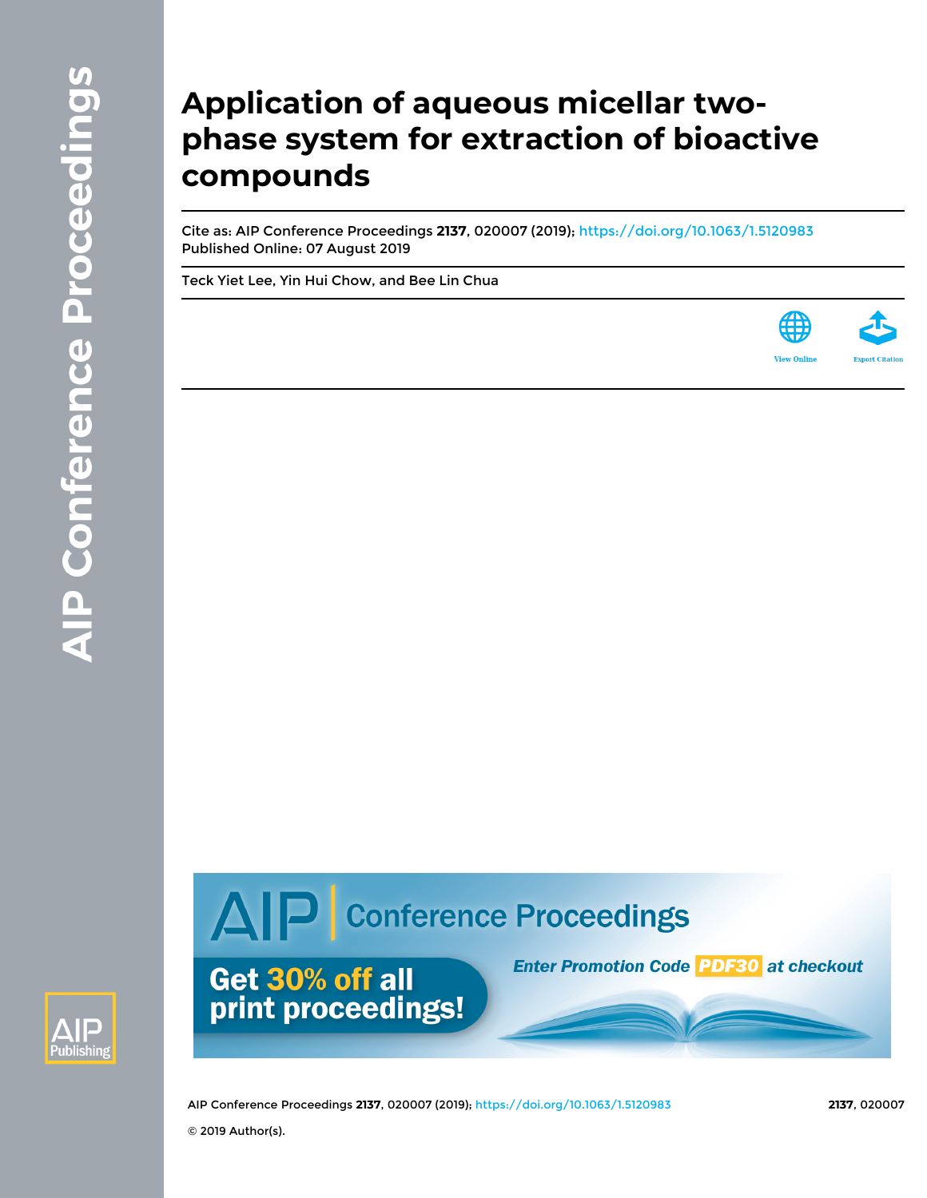# Application of aqueous micellar two-phase system for extraction of bioactive compounds

Cite as: AIP Conference Proceedings **2137**, 020007 (2019); https://doi.org/10.1063/1.5120983
Published Online: 07 August 2019

Teck Yiet Lee, Yin Hui Chow, and Bee Lin Chua

© 2019 Author(s).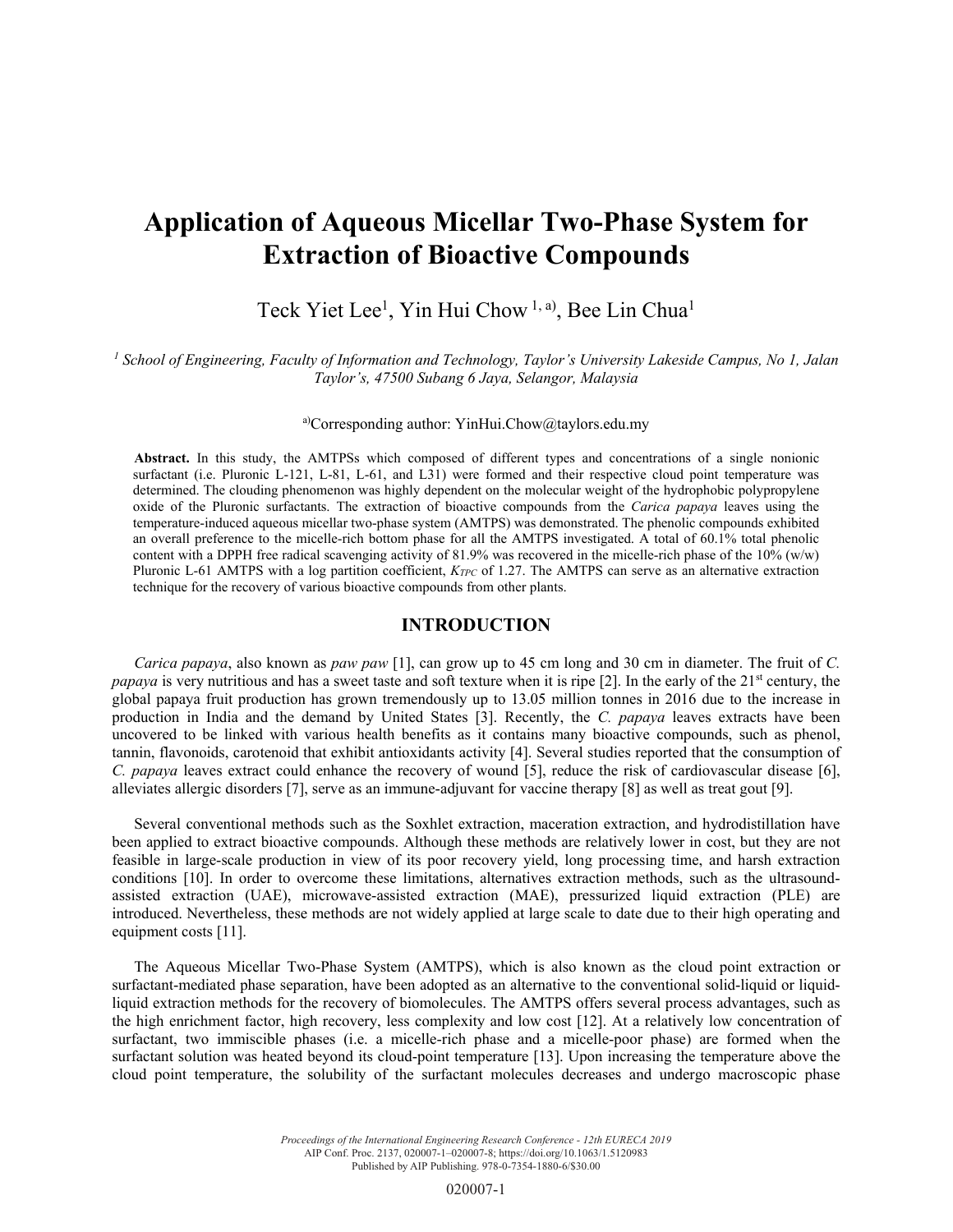# Application of Aqueous Micellar Two-Phase System for Extraction of Bioactive Compounds

Teck Yiet Lee[1], Yin Hui Chow [1, a)], Bee Lin Chua[1]

*[1] School of Engineering, Faculty of Information and Technology, Taylor's University Lakeside Campus, No 1, Jalan Taylor's, 47500 Subang 6 Jaya, Selangor, Malaysia*

[a)]Corresponding author: YinHui.Chow@taylors.edu.my

**Abstract.** In this study, the AMTPSs which composed of different types and concentrations of a single nonionic surfactant (i.e. Pluronic L-121, L-81, L-61, and L31) were formed and their respective cloud point temperature was determined. The clouding phenomenon was highly dependent on the molecular weight of the hydrophobic polypropylene oxide of the Pluronic surfactants. The extraction of bioactive compounds from the *Carica papaya* leaves using the temperature-induced aqueous micellar two-phase system (AMTPS) was demonstrated. The phenolic compounds exhibited an overall preference to the micelle-rich bottom phase for all the AMTPS investigated. A total of 60.1% total phenolic content with a DPPH free radical scavenging activity of 81.9% was recovered in the micelle-rich phase of the 10% (w/w) Pluronic L-61 AMTPS with a log partition coefficient, $K_{TPC}$ of 1.27. The AMTPS can serve as an alternative extraction technique for the recovery of various bioactive compounds from other plants.

## INTRODUCTION

*Carica papaya*, also known as *paw paw* [1], can grow up to 45 cm long and 30 cm in diameter. The fruit of *C. papaya* is very nutritious and has a sweet taste and soft texture when it is ripe [2]. In the early of the 21st century, the global papaya fruit production has grown tremendously up to 13.05 million tonnes in 2016 due to the increase in production in India and the demand by United States [3]. Recently, the *C. papaya* leaves extracts have been uncovered to be linked with various health benefits as it contains many bioactive compounds, such as phenol, tannin, flavonoids, carotenoid that exhibit antioxidants activity [4]. Several studies reported that the consumption of *C. papaya* leaves extract could enhance the recovery of wound [5], reduce the risk of cardiovascular disease [6], alleviates allergic disorders [7], serve as an immune-adjuvant for vaccine therapy [8] as well as treat gout [9].

Several conventional methods such as the Soxhlet extraction, maceration extraction, and hydrodistillation have been applied to extract bioactive compounds. Although these methods are relatively lower in cost, but they are not feasible in large-scale production in view of its poor recovery yield, long processing time, and harsh extraction conditions [10]. In order to overcome these limitations, alternatives extraction methods, such as the ultrasound-assisted extraction (UAE), microwave-assisted extraction (MAE), pressurized liquid extraction (PLE) are introduced. Nevertheless, these methods are not widely applied at large scale to date due to their high operating and equipment costs [11].

The Aqueous Micellar Two-Phase System (AMTPS), which is also known as the cloud point extraction or surfactant-mediated phase separation, have been adopted as an alternative to the conventional solid-liquid or liquid-liquid extraction methods for the recovery of biomolecules. The AMTPS offers several process advantages, such as the high enrichment factor, high recovery, less complexity and low cost [12]. At a relatively low concentration of surfactant, two immiscible phases (i.e. a micelle-rich phase and a micelle-poor phase) are formed when the surfactant solution was heated beyond its cloud-point temperature [13]. Upon increasing the temperature above the cloud point temperature, the solubility of the surfactant molecules decreases and undergo macroscopic phase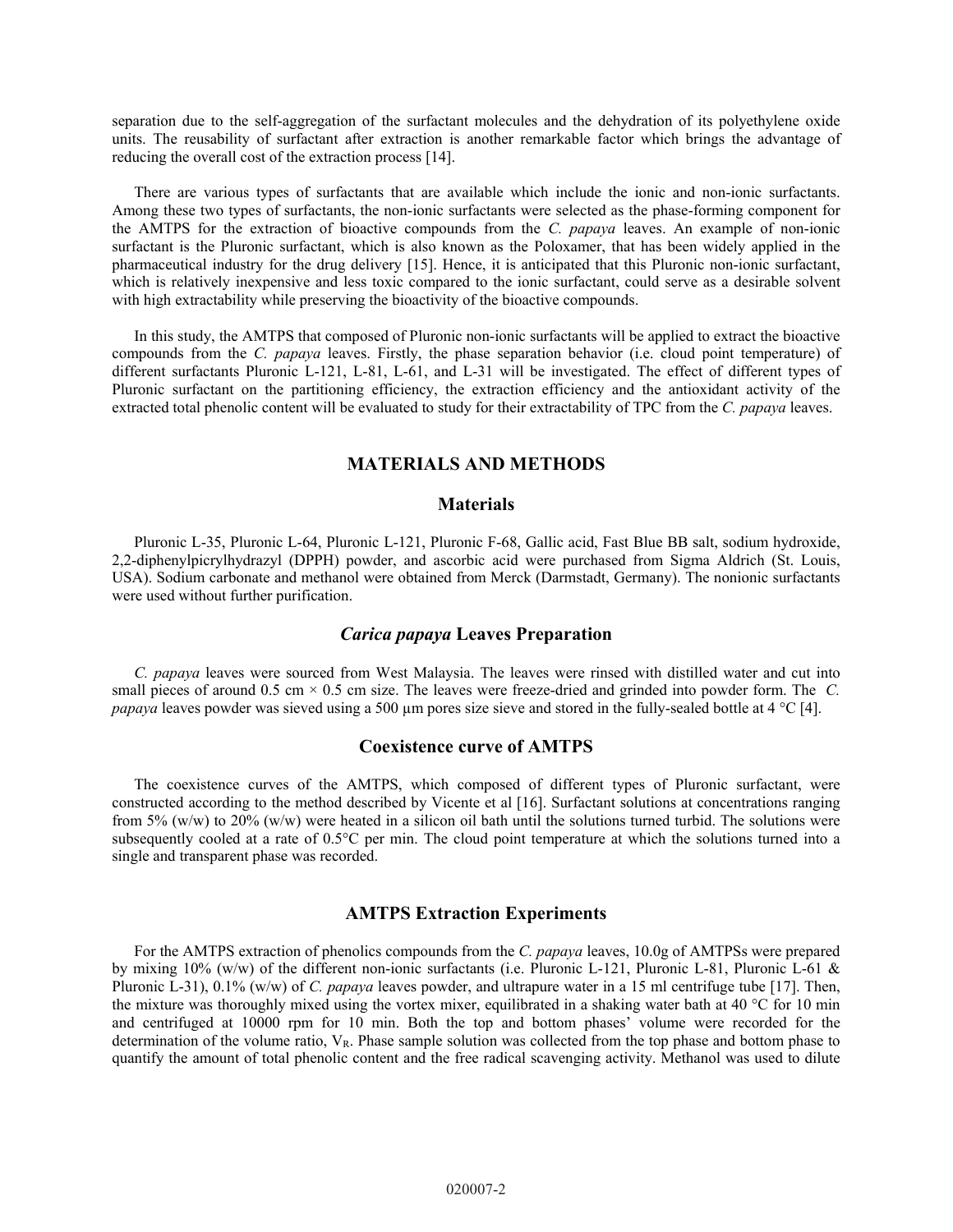separation due to the self-aggregation of the surfactant molecules and the dehydration of its polyethylene oxide units. The reusability of surfactant after extraction is another remarkable factor which brings the advantage of reducing the overall cost of the extraction process [14].

There are various types of surfactants that are available which include the ionic and non-ionic surfactants. Among these two types of surfactants, the non-ionic surfactants were selected as the phase-forming component for the AMTPS for the extraction of bioactive compounds from the *C. papaya* leaves. An example of non-ionic surfactant is the Pluronic surfactant, which is also known as the Poloxamer, that has been widely applied in the pharmaceutical industry for the drug delivery [15]. Hence, it is anticipated that this Pluronic non-ionic surfactant, which is relatively inexpensive and less toxic compared to the ionic surfactant, could serve as a desirable solvent with high extractability while preserving the bioactivity of the bioactive compounds.

In this study, the AMTPS that composed of Pluronic non-ionic surfactants will be applied to extract the bioactive compounds from the *C. papaya* leaves. Firstly, the phase separation behavior (i.e. cloud point temperature) of different surfactants Pluronic L-121, L-81, L-61, and L-31 will be investigated. The effect of different types of Pluronic surfactant on the partitioning efficiency, the extraction efficiency and the antioxidant activity of the extracted total phenolic content will be evaluated to study for their extractability of TPC from the *C. papaya* leaves.

## MATERIALS AND METHODS

### Materials

Pluronic L-35, Pluronic L-64, Pluronic L-121, Pluronic F-68, Gallic acid, Fast Blue BB salt, sodium hydroxide, 2,2-diphenylpicrylhydrazyl (DPPH) powder, and ascorbic acid were purchased from Sigma Aldrich (St. Louis, USA). Sodium carbonate and methanol were obtained from Merck (Darmstadt, Germany). The nonionic surfactants were used without further purification.

### *Carica papaya* Leaves Preparation

*C. papaya* leaves were sourced from West Malaysia. The leaves were rinsed with distilled water and cut into small pieces of around 0.5 cm × 0.5 cm size. The leaves were freeze-dried and grinded into powder form. The *C. papaya* leaves powder was sieved using a 500 µm pores size sieve and stored in the fully-sealed bottle at 4 °C [4].

### Coexistence curve of AMTPS

The coexistence curves of the AMTPS, which composed of different types of Pluronic surfactant, were constructed according to the method described by Vicente et al [16]. Surfactant solutions at concentrations ranging from 5% (w/w) to 20% (w/w) were heated in a silicon oil bath until the solutions turned turbid. The solutions were subsequently cooled at a rate of 0.5°C per min. The cloud point temperature at which the solutions turned into a single and transparent phase was recorded.

### AMTPS Extraction Experiments

For the AMTPS extraction of phenolics compounds from the *C. papaya* leaves, 10.0g of AMTPSs were prepared by mixing 10% (w/w) of the different non-ionic surfactants (i.e. Pluronic L-121, Pluronic L-81, Pluronic L-61 & Pluronic L-31), 0.1% (w/w) of *C. papaya* leaves powder, and ultrapure water in a 15 ml centrifuge tube [17]. Then, the mixture was thoroughly mixed using the vortex mixer, equilibrated in a shaking water bath at 40 °C for 10 min and centrifuged at 10000 rpm for 10 min. Both the top and bottom phases' volume were recorded for the determination of the volume ratio, $V_R$. Phase sample solution was collected from the top phase and bottom phase to quantify the amount of total phenolic content and the free radical scavenging activity. Methanol was used to dilute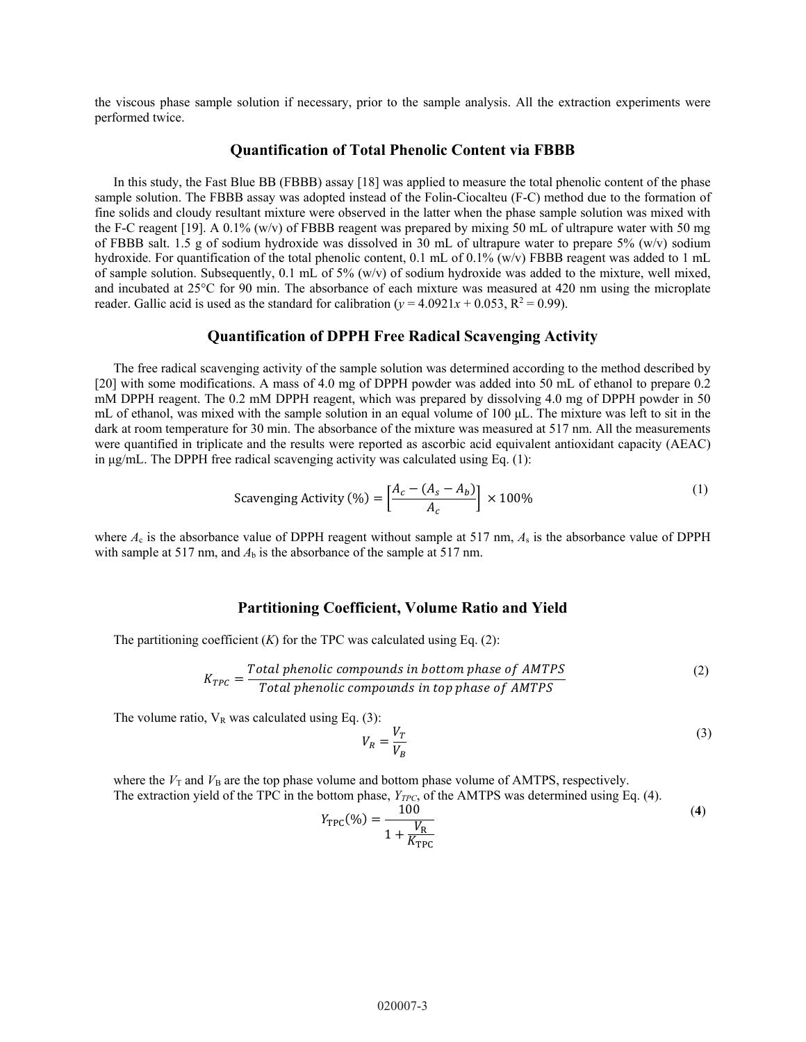the viscous phase sample solution if necessary, prior to the sample analysis. All the extraction experiments were performed twice.

## Quantification of Total Phenolic Content via FBBB

In this study, the Fast Blue BB (FBBB) assay [18] was applied to measure the total phenolic content of the phase sample solution. The FBBB assay was adopted instead of the Folin-Ciocalteu (F-C) method due to the formation of fine solids and cloudy resultant mixture were observed in the latter when the phase sample solution was mixed with the F-C reagent [19]. A 0.1% (w/v) of FBBB reagent was prepared by mixing 50 mL of ultrapure water with 50 mg of FBBB salt. 1.5 g of sodium hydroxide was dissolved in 30 mL of ultrapure water to prepare 5% (w/v) sodium hydroxide. For quantification of the total phenolic content, 0.1 mL of 0.1% (w/v) FBBB reagent was added to 1 mL of sample solution. Subsequently, 0.1 mL of 5% (w/v) of sodium hydroxide was added to the mixture, well mixed, and incubated at 25°C for 90 min. The absorbance of each mixture was measured at 420 nm using the microplate reader. Gallic acid is used as the standard for calibration ($y = 4.0921x + 0.053$, $R^2 = 0.99$).

## Quantification of DPPH Free Radical Scavenging Activity

The free radical scavenging activity of the sample solution was determined according to the method described by [20] with some modifications. A mass of 4.0 mg of DPPH powder was added into 50 mL of ethanol to prepare 0.2 mM DPPH reagent. The 0.2 mM DPPH reagent, which was prepared by dissolving 4.0 mg of DPPH powder in 50 mL of ethanol, was mixed with the sample solution in an equal volume of 100 µL. The mixture was left to sit in the dark at room temperature for 30 min. The absorbance of the mixture was measured at 517 nm. All the measurements were quantified in triplicate and the results were reported as ascorbic acid equivalent antioxidant capacity (AEAC) in µg/mL. The DPPH free radical scavenging activity was calculated using Eq. (1):

$$\text{Scavenging Activity (\%)} = \left[\frac{A_c - (A_s - A_b)}{A_c}\right] \times 100\% \tag{1}$$

where $A_c$ is the absorbance value of DPPH reagent without sample at 517 nm, $A_s$ is the absorbance value of DPPH with sample at 517 nm, and $A_b$ is the absorbance of the sample at 517 nm.

## Partitioning Coefficient, Volume Ratio and Yield

The partitioning coefficient ($K$) for the TPC was calculated using Eq. (2):

$$K_{TPC} = \frac{Total\ phenolic\ compounds\ in\ bottom\ phase\ of\ AMTPS}{Total\ phenolic\ compounds\ in\ top\ phase\ of\ AMTPS} \tag{2}$$

The volume ratio, $V_R$ was calculated using Eq. (3):

$$V_R = \frac{V_T}{V_B} \tag{3}$$

where the $V_T$ and $V_B$ are the top phase volume and bottom phase volume of AMTPS, respectively.
The extraction yield of the TPC in the bottom phase, $Y_{TPC}$, of the AMTPS was determined using Eq. (4).

$$Y_{\text{TPC}}(\%) = \frac{100}{1 + \frac{V_{\text{R}}}{K_{\text{TPC}}}} \tag{4}$$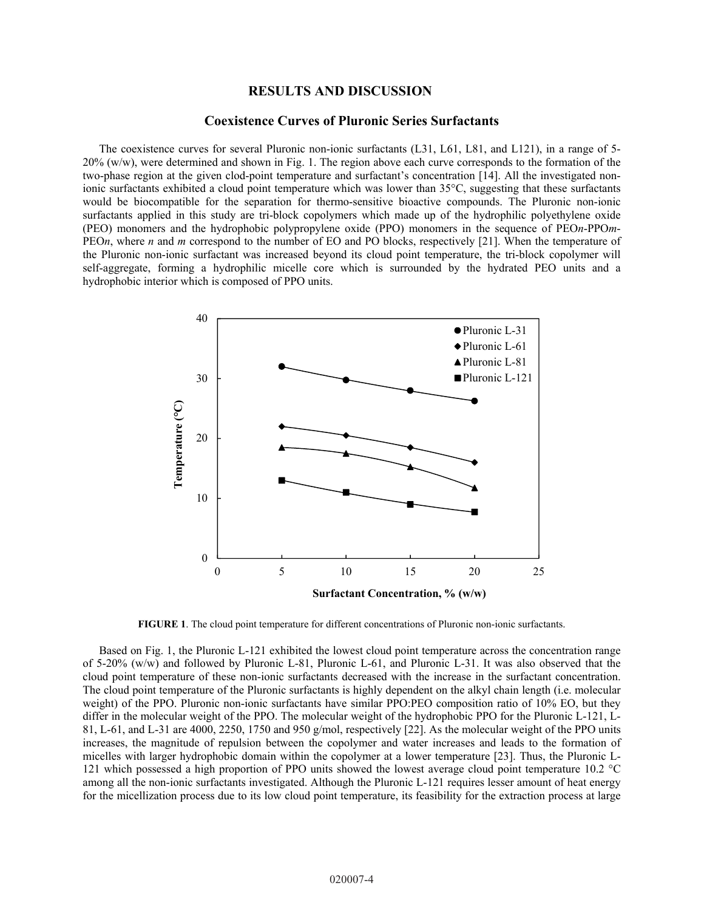## RESULTS AND DISCUSSION

### Coexistence Curves of Pluronic Series Surfactants

The coexistence curves for several Pluronic non-ionic surfactants (L31, L61, L81, and L121), in a range of 5-20% (w/w), were determined and shown in Fig. 1. The region above each curve corresponds to the formation of the two-phase region at the given clod-point temperature and surfactant's concentration [14]. All the investigated non-ionic surfactants exhibited a cloud point temperature which was lower than 35°C, suggesting that these surfactants would be biocompatible for the separation for thermo-sensitive bioactive compounds. The Pluronic non-ionic surfactants applied in this study are tri-block copolymers which made up of the hydrophilic polyethylene oxide (PEO) monomers and the hydrophobic polypropylene oxide (PPO) monomers in the sequence of PEO*n*-PPO*m*-PEO*n*, where *n* and *m* correspond to the number of EO and PO blocks, respectively [21]. When the temperature of the Pluronic non-ionic surfactant was increased beyond its cloud point temperature, the tri-block copolymer will self-aggregate, forming a hydrophilic micelle core which is surrounded by the hydrated PEO units and a hydrophobic interior which is composed of PPO units.

**FIGURE 1**. The cloud point temperature for different concentrations of Pluronic non-ionic surfactants.

Based on Fig. 1, the Pluronic L-121 exhibited the lowest cloud point temperature across the concentration range of 5-20% (w/w) and followed by Pluronic L-81, Pluronic L-61, and Pluronic L-31. It was also observed that the cloud point temperature of these non-ionic surfactants decreased with the increase in the surfactant concentration. The cloud point temperature of the Pluronic surfactants is highly dependent on the alkyl chain length (i.e. molecular weight) of the PPO. Pluronic non-ionic surfactants have similar PPO:PEO composition ratio of 10% EO, but they differ in the molecular weight of the PPO. The molecular weight of the hydrophobic PPO for the Pluronic L-121, L-81, L-61, and L-31 are 4000, 2250, 1750 and 950 g/mol, respectively [22]. As the molecular weight of the PPO units increases, the magnitude of repulsion between the copolymer and water increases and leads to the formation of micelles with larger hydrophobic domain within the copolymer at a lower temperature [23]. Thus, the Pluronic L-121 which possessed a high proportion of PPO units showed the lowest average cloud point temperature 10.2 °C among all the non-ionic surfactants investigated. Although the Pluronic L-121 requires lesser amount of heat energy for the micellization process due to its low cloud point temperature, its feasibility for the extraction process at large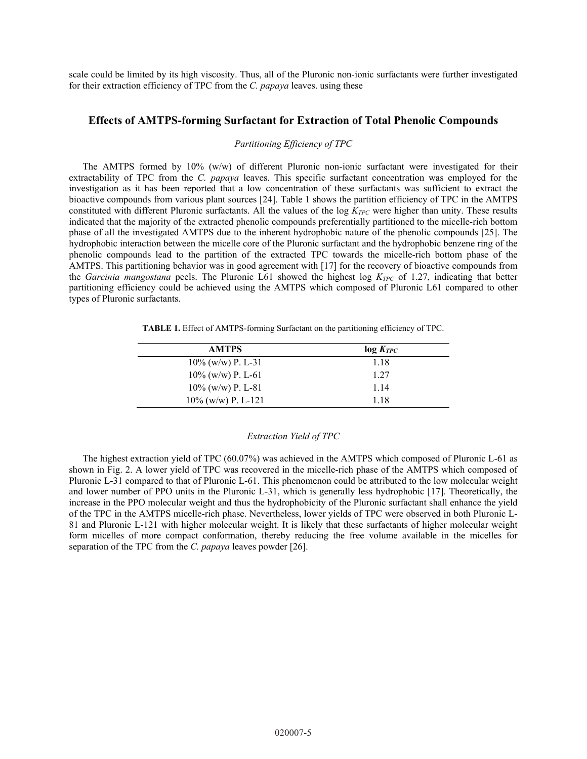scale could be limited by its high viscosity. Thus, all of the Pluronic non-ionic surfactants were further investigated for their extraction efficiency of TPC from the *C. papaya* leaves. using these

## Effects of AMTPS-forming Surfactant for Extraction of Total Phenolic Compounds

### *Partitioning Efficiency of TPC*

The AMTPS formed by 10% (w/w) of different Pluronic non-ionic surfactant were investigated for their extractability of TPC from the *C. papaya* leaves. This specific surfactant concentration was employed for the investigation as it has been reported that a low concentration of these surfactants was sufficient to extract the bioactive compounds from various plant sources [24]. Table 1 shows the partition efficiency of TPC in the AMTPS constituted with different Pluronic surfactants. All the values of the log $K_{TPC}$ were higher than unity. These results indicated that the majority of the extracted phenolic compounds preferentially partitioned to the micelle-rich bottom phase of all the investigated AMTPS due to the inherent hydrophobic nature of the phenolic compounds [25]. The hydrophobic interaction between the micelle core of the Pluronic surfactant and the hydrophobic benzene ring of the phenolic compounds lead to the partition of the extracted TPC towards the micelle-rich bottom phase of the AMTPS. This partitioning behavior was in good agreement with [17] for the recovery of bioactive compounds from the *Garcinia mangostana* peels. The Pluronic L61 showed the highest log $K_{TPC}$ of 1.27, indicating that better partitioning efficiency could be achieved using the AMTPS which composed of Pluronic L61 compared to other types of Pluronic surfactants.

**TABLE 1.** Effect of AMTPS-forming Surfactant on the partitioning efficiency of TPC.

| AMTPS | log $K_{TPC}$ |
|---|---|
| 10% (w/w) P. L-31 | 1.18 |
| 10% (w/w) P. L-61 | 1.27 |
| 10% (w/w) P. L-81 | 1.14 |
| 10% (w/w) P. L-121 | 1.18 |

### *Extraction Yield of TPC*

The highest extraction yield of TPC (60.07%) was achieved in the AMTPS which composed of Pluronic L-61 as shown in Fig. 2. A lower yield of TPC was recovered in the micelle-rich phase of the AMTPS which composed of Pluronic L-31 compared to that of Pluronic L-61. This phenomenon could be attributed to the low molecular weight and lower number of PPO units in the Pluronic L-31, which is generally less hydrophobic [17]. Theoretically, the increase in the PPO molecular weight and thus the hydrophobicity of the Pluronic surfactant shall enhance the yield of the TPC in the AMTPS micelle-rich phase. Nevertheless, lower yields of TPC were observed in both Pluronic L-81 and Pluronic L-121 with higher molecular weight. It is likely that these surfactants of higher molecular weight form micelles of more compact conformation, thereby reducing the free volume available in the micelles for separation of the TPC from the *C. papaya* leaves powder [26].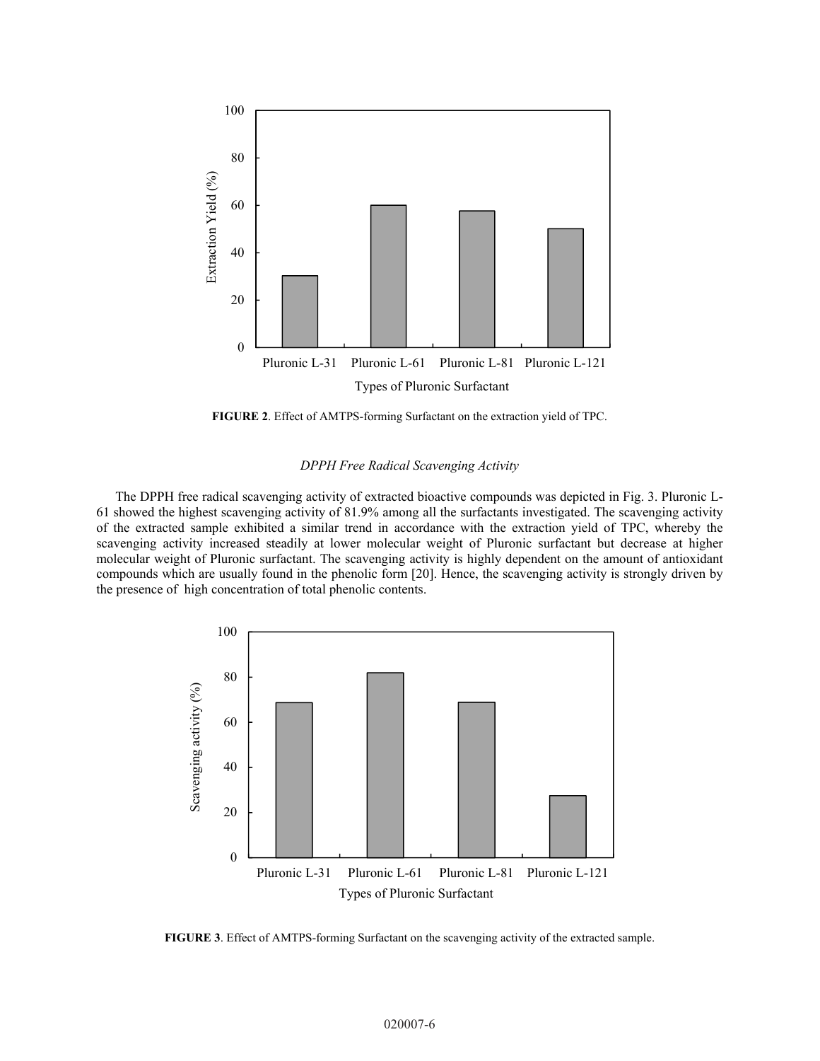**FIGURE 2**. Effect of AMTPS-forming Surfactant on the extraction yield of TPC.

*DPPH Free Radical Scavenging Activity*

The DPPH free radical scavenging activity of extracted bioactive compounds was depicted in Fig. 3. Pluronic L-61 showed the highest scavenging activity of 81.9% among all the surfactants investigated. The scavenging activity of the extracted sample exhibited a similar trend in accordance with the extraction yield of TPC, whereby the scavenging activity increased steadily at lower molecular weight of Pluronic surfactant but decrease at higher molecular weight of Pluronic surfactant. The scavenging activity is highly dependent on the amount of antioxidant compounds which are usually found in the phenolic form [20]. Hence, the scavenging activity is strongly driven by the presence of high concentration of total phenolic contents.

**FIGURE 3**. Effect of AMTPS-forming Surfactant on the scavenging activity of the extracted sample.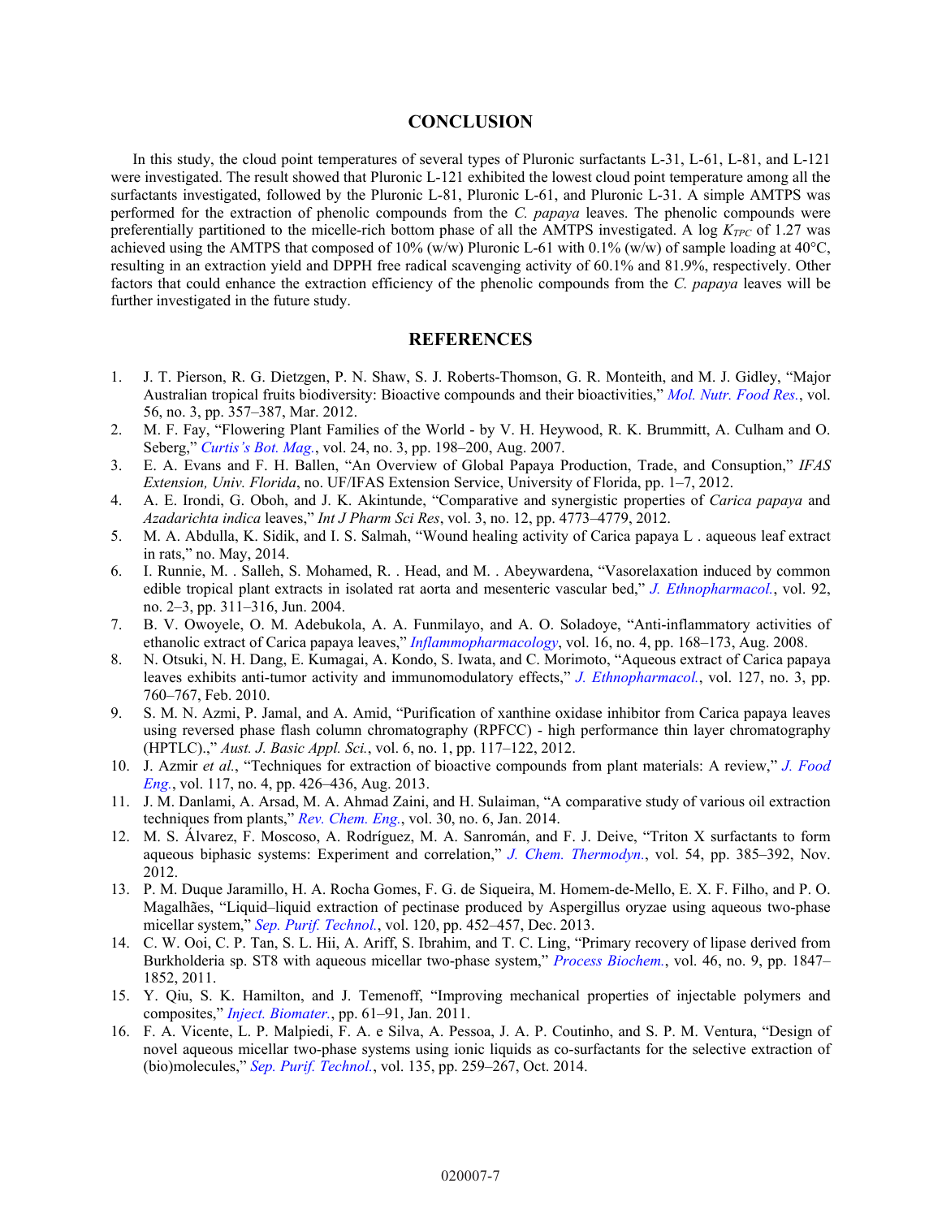## CONCLUSION

In this study, the cloud point temperatures of several types of Pluronic surfactants L-31, L-61, L-81, and L-121 were investigated. The result showed that Pluronic L-121 exhibited the lowest cloud point temperature among all the surfactants investigated, followed by the Pluronic L-81, Pluronic L-61, and Pluronic L-31. A simple AMTPS was performed for the extraction of phenolic compounds from the *C. papaya* leaves. The phenolic compounds were preferentially partitioned to the micelle-rich bottom phase of all the AMTPS investigated. A log $K_{TPC}$ of 1.27 was achieved using the AMTPS that composed of 10% (w/w) Pluronic L-61 with 0.1% (w/w) of sample loading at 40°C, resulting in an extraction yield and DPPH free radical scavenging activity of 60.1% and 81.9%, respectively. Other factors that could enhance the extraction efficiency of the phenolic compounds from the *C. papaya* leaves will be further investigated in the future study.

## REFERENCES

1. J. T. Pierson, R. G. Dietzgen, P. N. Shaw, S. J. Roberts-Thomson, G. R. Monteith, and M. J. Gidley, "Major Australian tropical fruits biodiversity: Bioactive compounds and their bioactivities," *Mol. Nutr. Food Res.*, vol. 56, no. 3, pp. 357–387, Mar. 2012.
2. M. F. Fay, "Flowering Plant Families of the World - by V. H. Heywood, R. K. Brummitt, A. Culham and O. Seberg," *Curtis's Bot. Mag.*, vol. 24, no. 3, pp. 198–200, Aug. 2007.
3. E. A. Evans and F. H. Ballen, "An Overview of Global Papaya Production, Trade, and Consuption," *IFAS Extension, Univ. Florida*, no. UF/IFAS Extension Service, University of Florida, pp. 1–7, 2012.
4. A. E. Irondi, G. Oboh, and J. K. Akintunde, "Comparative and synergistic properties of *Carica papaya* and *Azadarichta indica* leaves," *Int J Pharm Sci Res*, vol. 3, no. 12, pp. 4773–4779, 2012.
5. M. A. Abdulla, K. Sidik, and I. S. Salmah, "Wound healing activity of Carica papaya L . aqueous leaf extract in rats," no. May, 2014.
6. I. Runnie, M. . Salleh, S. Mohamed, R. . Head, and M. . Abeywardena, "Vasorelaxation induced by common edible tropical plant extracts in isolated rat aorta and mesenteric vascular bed," *J. Ethnopharmacol.*, vol. 92, no. 2–3, pp. 311–316, Jun. 2004.
7. B. V. Owoyele, O. M. Adebukola, A. A. Funmilayo, and A. O. Soladoye, "Anti-inflammatory activities of ethanolic extract of Carica papaya leaves," *Inflammopharmacology*, vol. 16, no. 4, pp. 168–173, Aug. 2008.
8. N. Otsuki, N. H. Dang, E. Kumagai, A. Kondo, S. Iwata, and C. Morimoto, "Aqueous extract of Carica papaya leaves exhibits anti-tumor activity and immunomodulatory effects," *J. Ethnopharmacol.*, vol. 127, no. 3, pp. 760–767, Feb. 2010.
9. S. M. N. Azmi, P. Jamal, and A. Amid, "Purification of xanthine oxidase inhibitor from Carica papaya leaves using reversed phase flash column chromatography (RPFCC) - high performance thin layer chromatography (HPTLC).," *Aust. J. Basic Appl. Sci.*, vol. 6, no. 1, pp. 117–122, 2012.
10. J. Azmir *et al.*, "Techniques for extraction of bioactive compounds from plant materials: A review," *J. Food Eng.*, vol. 117, no. 4, pp. 426–436, Aug. 2013.
11. J. M. Danlami, A. Arsad, M. A. Ahmad Zaini, and H. Sulaiman, "A comparative study of various oil extraction techniques from plants," *Rev. Chem. Eng.*, vol. 30, no. 6, Jan. 2014.
12. M. S. Álvarez, F. Moscoso, A. Rodríguez, M. A. Sanromán, and F. J. Deive, "Triton X surfactants to form aqueous biphasic systems: Experiment and correlation," *J. Chem. Thermodyn.*, vol. 54, pp. 385–392, Nov. 2012.
13. P. M. Duque Jaramillo, H. A. Rocha Gomes, F. G. de Siqueira, M. Homem-de-Mello, E. X. F. Filho, and P. O. Magalhães, "Liquid–liquid extraction of pectinase produced by Aspergillus oryzae using aqueous two-phase micellar system," *Sep. Purif. Technol.*, vol. 120, pp. 452–457, Dec. 2013.
14. C. W. Ooi, C. P. Tan, S. L. Hii, A. Ariff, S. Ibrahim, and T. C. Ling, "Primary recovery of lipase derived from Burkholderia sp. ST8 with aqueous micellar two-phase system," *Process Biochem.*, vol. 46, no. 9, pp. 1847–1852, 2011.
15. Y. Qiu, S. K. Hamilton, and J. Temenoff, "Improving mechanical properties of injectable polymers and composites," *Inject. Biomater.*, pp. 61–91, Jan. 2011.
16. F. A. Vicente, L. P. Malpiedi, F. A. e Silva, A. Pessoa, J. A. P. Coutinho, and S. P. M. Ventura, "Design of novel aqueous micellar two-phase systems using ionic liquids as co-surfactants for the selective extraction of (bio)molecules," *Sep. Purif. Technol.*, vol. 135, pp. 259–267, Oct. 2014.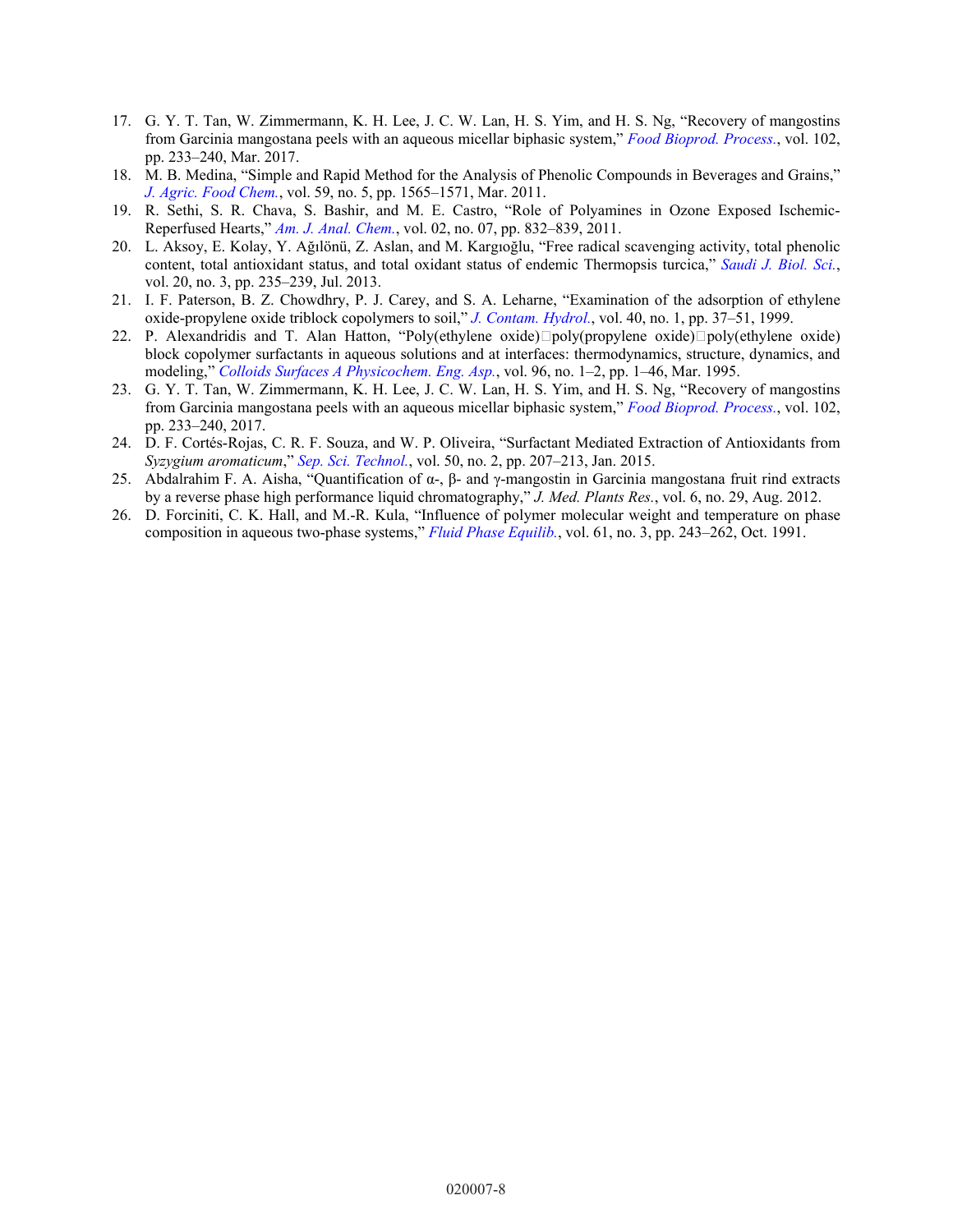17. G. Y. T. Tan, W. Zimmermann, K. H. Lee, J. C. W. Lan, H. S. Yim, and H. S. Ng, "Recovery of mangostins from Garcinia mangostana peels with an aqueous micellar biphasic system," *Food Bioprod. Process.*, vol. 102, pp. 233–240, Mar. 2017.
18. M. B. Medina, "Simple and Rapid Method for the Analysis of Phenolic Compounds in Beverages and Grains," *J. Agric. Food Chem.*, vol. 59, no. 5, pp. 1565–1571, Mar. 2011.
19. R. Sethi, S. R. Chava, S. Bashir, and M. E. Castro, "Role of Polyamines in Ozone Exposed Ischemic-Reperfused Hearts," *Am. J. Anal. Chem.*, vol. 02, no. 07, pp. 832–839, 2011.
20. L. Aksoy, E. Kolay, Y. Ağılönü, Z. Aslan, and M. Kargıoğlu, "Free radical scavenging activity, total phenolic content, total antioxidant status, and total oxidant status of endemic Thermopsis turcica," *Saudi J. Biol. Sci.*, vol. 20, no. 3, pp. 235–239, Jul. 2013.
21. I. F. Paterson, B. Z. Chowdhry, P. J. Carey, and S. A. Leharne, "Examination of the adsorption of ethylene oxide-propylene oxide triblock copolymers to soil," *J. Contam. Hydrol.*, vol. 40, no. 1, pp. 37–51, 1999.
22. P. Alexandridis and T. Alan Hatton, "Poly(ethylene oxide)□poly(propylene oxide)□poly(ethylene oxide) block copolymer surfactants in aqueous solutions and at interfaces: thermodynamics, structure, dynamics, and modeling," *Colloids Surfaces A Physicochem. Eng. Asp.*, vol. 96, no. 1–2, pp. 1–46, Mar. 1995.
23. G. Y. T. Tan, W. Zimmermann, K. H. Lee, J. C. W. Lan, H. S. Yim, and H. S. Ng, "Recovery of mangostins from Garcinia mangostana peels with an aqueous micellar biphasic system," *Food Bioprod. Process.*, vol. 102, pp. 233–240, 2017.
24. D. F. Cortés-Rojas, C. R. F. Souza, and W. P. Oliveira, "Surfactant Mediated Extraction of Antioxidants from *Syzygium aromaticum*," *Sep. Sci. Technol.*, vol. 50, no. 2, pp. 207–213, Jan. 2015.
25. Abdalrahim F. A. Aisha, "Quantification of α-, β- and γ-mangostin in Garcinia mangostana fruit rind extracts by a reverse phase high performance liquid chromatography," *J. Med. Plants Res.*, vol. 6, no. 29, Aug. 2012.
26. D. Forciniti, C. K. Hall, and M.-R. Kula, "Influence of polymer molecular weight and temperature on phase composition in aqueous two-phase systems," *Fluid Phase Equilib.*, vol. 61, no. 3, pp. 243–262, Oct. 1991.